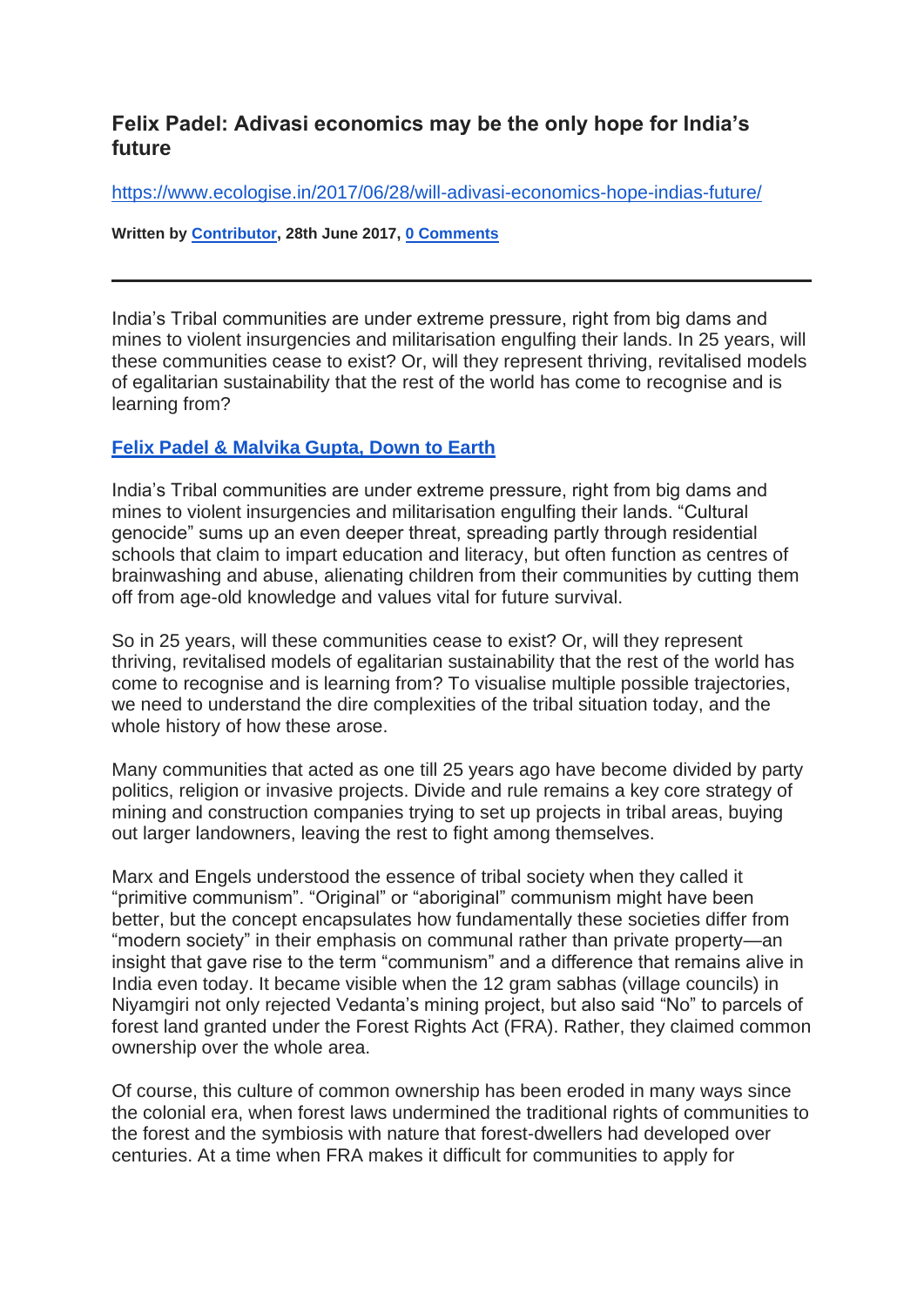## Felix Padel: Adivasi economics may be the only hope for India's future

https://www.ecologise.in/2017/06/28/will-adivasi-economics-hope-indias-future/

**Written by Contributor, 28th June 2017, 0 Comments**

---

India's Tribal communities are under extreme pressure, right from big dams and mines to violent insurgencies and militarisation engulfing their lands. In 25 years, will these communities cease to exist? Or, will they represent thriving, revitalised models of egalitarian sustainability that the rest of the world has come to recognise and is learning from?

**Felix Padel & Malvika Gupta, Down to Earth**

India's Tribal communities are under extreme pressure, right from big dams and mines to violent insurgencies and militarisation engulfing their lands. "Cultural genocide" sums up an even deeper threat, spreading partly through residential schools that claim to impart education and literacy, but often function as centres of brainwashing and abuse, alienating children from their communities by cutting them off from age-old knowledge and values vital for future survival.

So in 25 years, will these communities cease to exist? Or, will they represent thriving, revitalised models of egalitarian sustainability that the rest of the world has come to recognise and is learning from? To visualise multiple possible trajectories, we need to understand the dire complexities of the tribal situation today, and the whole history of how these arose.

Many communities that acted as one till 25 years ago have become divided by party politics, religion or invasive projects. Divide and rule remains a key core strategy of mining and construction companies trying to set up projects in tribal areas, buying out larger landowners, leaving the rest to fight among themselves.

Marx and Engels understood the essence of tribal society when they called it "primitive communism". "Original" or "aboriginal" communism might have been better, but the concept encapsulates how fundamentally these societies differ from "modern society" in their emphasis on communal rather than private property—an insight that gave rise to the term "communism" and a difference that remains alive in India even today. It became visible when the 12 gram sabhas (village councils) in Niyamgiri not only rejected Vedanta's mining project, but also said "No" to parcels of forest land granted under the Forest Rights Act (FRA). Rather, they claimed common ownership over the whole area.

Of course, this culture of common ownership has been eroded in many ways since the colonial era, when forest laws undermined the traditional rights of communities to the forest and the symbiosis with nature that forest-dwellers had developed over centuries. At a time when FRA makes it difficult for communities to apply for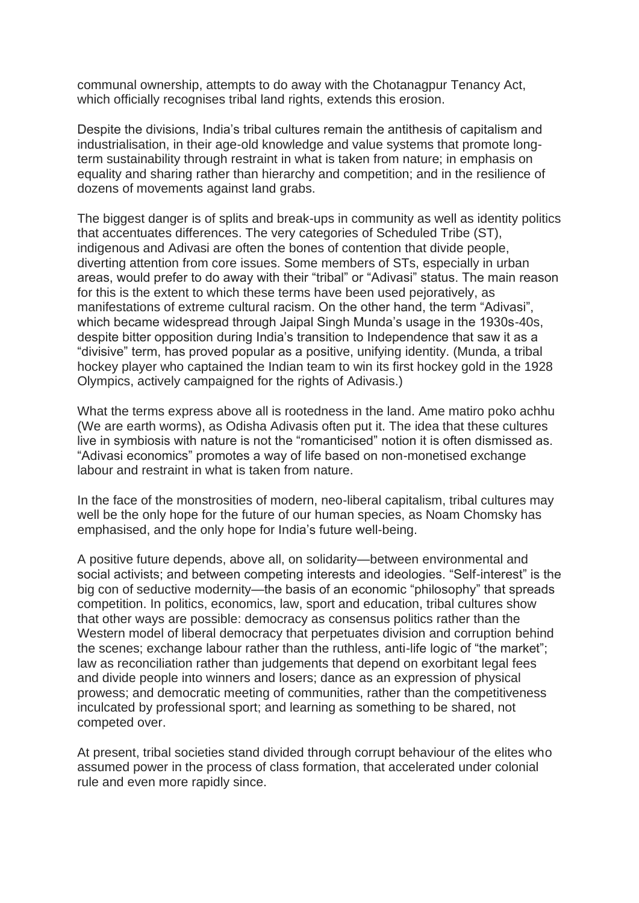communal ownership, attempts to do away with the Chotanagpur Tenancy Act, which officially recognises tribal land rights, extends this erosion.

Despite the divisions, India's tribal cultures remain the antithesis of capitalism and industrialisation, in their age-old knowledge and value systems that promote long-term sustainability through restraint in what is taken from nature; in emphasis on equality and sharing rather than hierarchy and competition; and in the resilience of dozens of movements against land grabs.

The biggest danger is of splits and break-ups in community as well as identity politics that accentuates differences. The very categories of Scheduled Tribe (ST), indigenous and Adivasi are often the bones of contention that divide people, diverting attention from core issues. Some members of STs, especially in urban areas, would prefer to do away with their "tribal" or "Adivasi" status. The main reason for this is the extent to which these terms have been used pejoratively, as manifestations of extreme cultural racism. On the other hand, the term "Adivasi", which became widespread through Jaipal Singh Munda's usage in the 1930s-40s, despite bitter opposition during India's transition to Independence that saw it as a "divisive" term, has proved popular as a positive, unifying identity. (Munda, a tribal hockey player who captained the Indian team to win its first hockey gold in the 1928 Olympics, actively campaigned for the rights of Adivasis.)

What the terms express above all is rootedness in the land. Ame matiro poko achhu (We are earth worms), as Odisha Adivasis often put it. The idea that these cultures live in symbiosis with nature is not the "romanticised" notion it is often dismissed as. "Adivasi economics" promotes a way of life based on non-monetised exchange labour and restraint in what is taken from nature.

In the face of the monstrosities of modern, neo-liberal capitalism, tribal cultures may well be the only hope for the future of our human species, as Noam Chomsky has emphasised, and the only hope for India's future well-being.

A positive future depends, above all, on solidarity—between environmental and social activists; and between competing interests and ideologies. "Self-interest" is the big con of seductive modernity—the basis of an economic "philosophy" that spreads competition. In politics, economics, law, sport and education, tribal cultures show that other ways are possible: democracy as consensus politics rather than the Western model of liberal democracy that perpetuates division and corruption behind the scenes; exchange labour rather than the ruthless, anti-life logic of "the market"; law as reconciliation rather than judgements that depend on exorbitant legal fees and divide people into winners and losers; dance as an expression of physical prowess; and democratic meeting of communities, rather than the competitiveness inculcated by professional sport; and learning as something to be shared, not competed over.

At present, tribal societies stand divided through corrupt behaviour of the elites who assumed power in the process of class formation, that accelerated under colonial rule and even more rapidly since.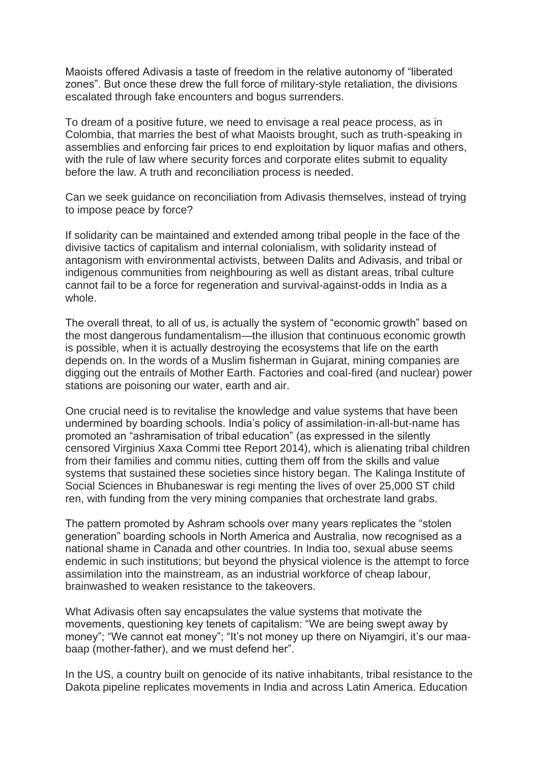Maoists offered Adivasis a taste of freedom in the relative autonomy of "liberated zones". But once these drew the full force of military-style retaliation, the divisions escalated through fake encounters and bogus surrenders.

To dream of a positive future, we need to envisage a real peace process, as in Colombia, that marries the best of what Maoists brought, such as truth-speaking in assemblies and enforcing fair prices to end exploitation by liquor mafias and others, with the rule of law where security forces and corporate elites submit to equality before the law. A truth and reconciliation process is needed.

Can we seek guidance on reconciliation from Adivasis themselves, instead of trying to impose peace by force?

If solidarity can be maintained and extended among tribal people in the face of the divisive tactics of capitalism and internal colonialism, with solidarity instead of antagonism with environmental activists, between Dalits and Adivasis, and tribal or indigenous communities from neighbouring as well as distant areas, tribal culture cannot fail to be a force for regeneration and survival-against-odds in India as a whole.

The overall threat, to all of us, is actually the system of "economic growth" based on the most dangerous fundamentalism—the illusion that continuous economic growth is possible, when it is actually destroying the ecosystems that life on the earth depends on. In the words of a Muslim fisherman in Gujarat, mining companies are digging out the entrails of Mother Earth. Factories and coal-fired (and nuclear) power stations are poisoning our water, earth and air.

One crucial need is to revitalise the knowledge and value systems that have been undermined by boarding schools. India's policy of assimilation-in-all-but-name has promoted an "ashramisation of tribal education" (as expressed in the silently censored Virginius Xaxa Commi ttee Report 2014), which is alienating tribal children from their families and commu nities, cutting them off from the skills and value systems that sustained these societies since history began. The Kalinga Institute of Social Sciences in Bhubaneswar is regi menting the lives of over 25,000 ST child ren, with funding from the very mining companies that orchestrate land grabs.

The pattern promoted by Ashram schools over many years replicates the "stolen generation" boarding schools in North America and Australia, now recognised as a national shame in Canada and other countries. In India too, sexual abuse seems endemic in such institutions; but beyond the physical violence is the attempt to force assimilation into the mainstream, as an industrial workforce of cheap labour, brainwashed to weaken resistance to the takeovers.

What Adivasis often say encapsulates the value systems that motivate the movements, questioning key tenets of capitalism: "We are being swept away by money"; "We cannot eat money"; "It's not money up there on Niyamgiri, it's our maa-baap (mother-father), and we must defend her".

In the US, a country built on genocide of its native inhabitants, tribal resistance to the Dakota pipeline replicates movements in India and across Latin America. Education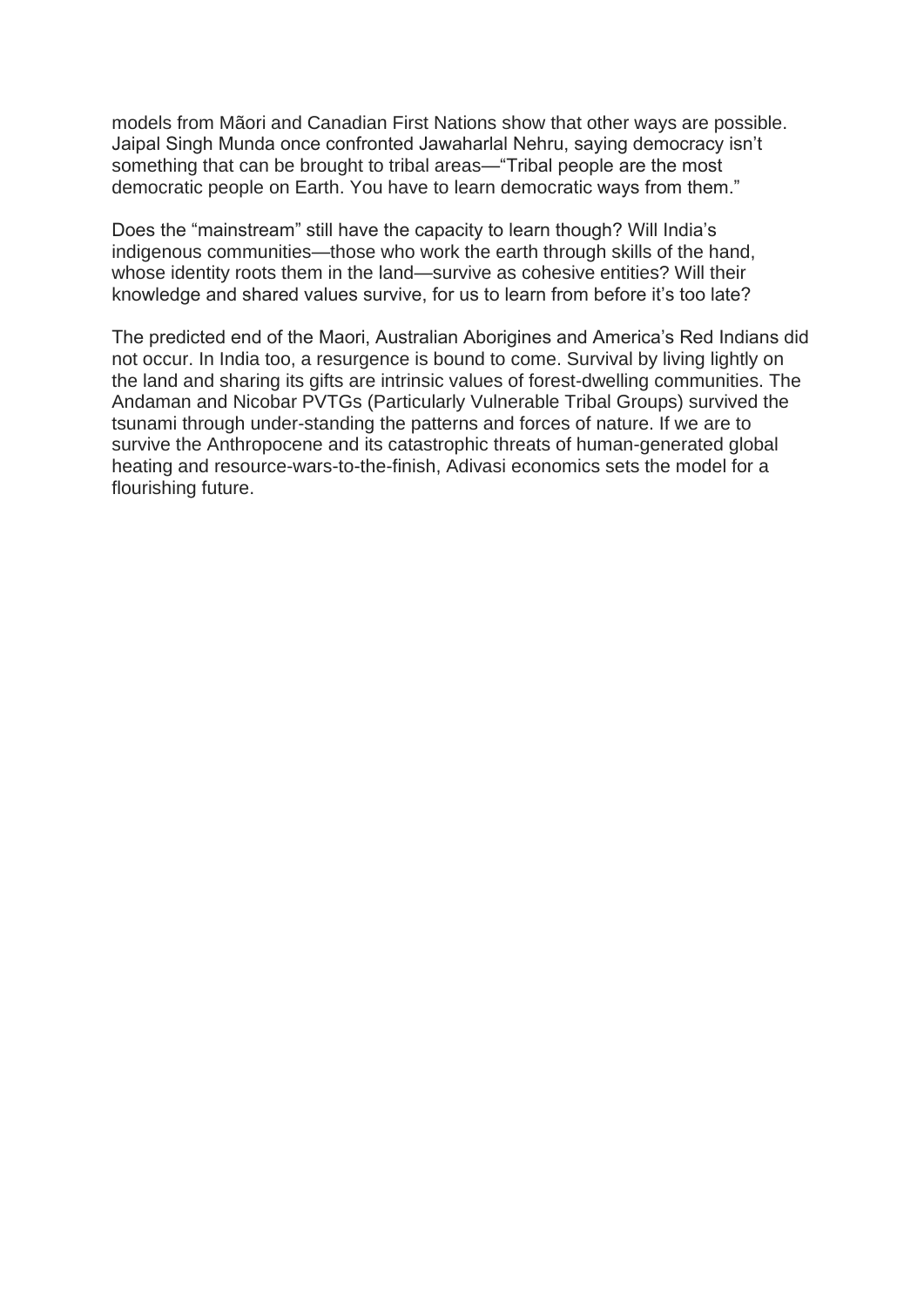models from Mãori and Canadian First Nations show that other ways are possible. Jaipal Singh Munda once confronted Jawaharlal Nehru, saying democracy isn't something that can be brought to tribal areas—"Tribal people are the most democratic people on Earth. You have to learn democratic ways from them."

Does the "mainstream" still have the capacity to learn though? Will India's indigenous communities—those who work the earth through skills of the hand, whose identity roots them in the land—survive as cohesive entities? Will their knowledge and shared values survive, for us to learn from before it's too late?

The predicted end of the Maori, Australian Aborigines and America's Red Indians did not occur. In India too, a resurgence is bound to come. Survival by living lightly on the land and sharing its gifts are intrinsic values of forest-dwelling communities. The Andaman and Nicobar PVTGs (Particularly Vulnerable Tribal Groups) survived the tsunami through under-standing the patterns and forces of nature. If we are to survive the Anthropocene and its catastrophic threats of human-generated global heating and resource-wars-to-the-finish, Adivasi economics sets the model for a flourishing future.